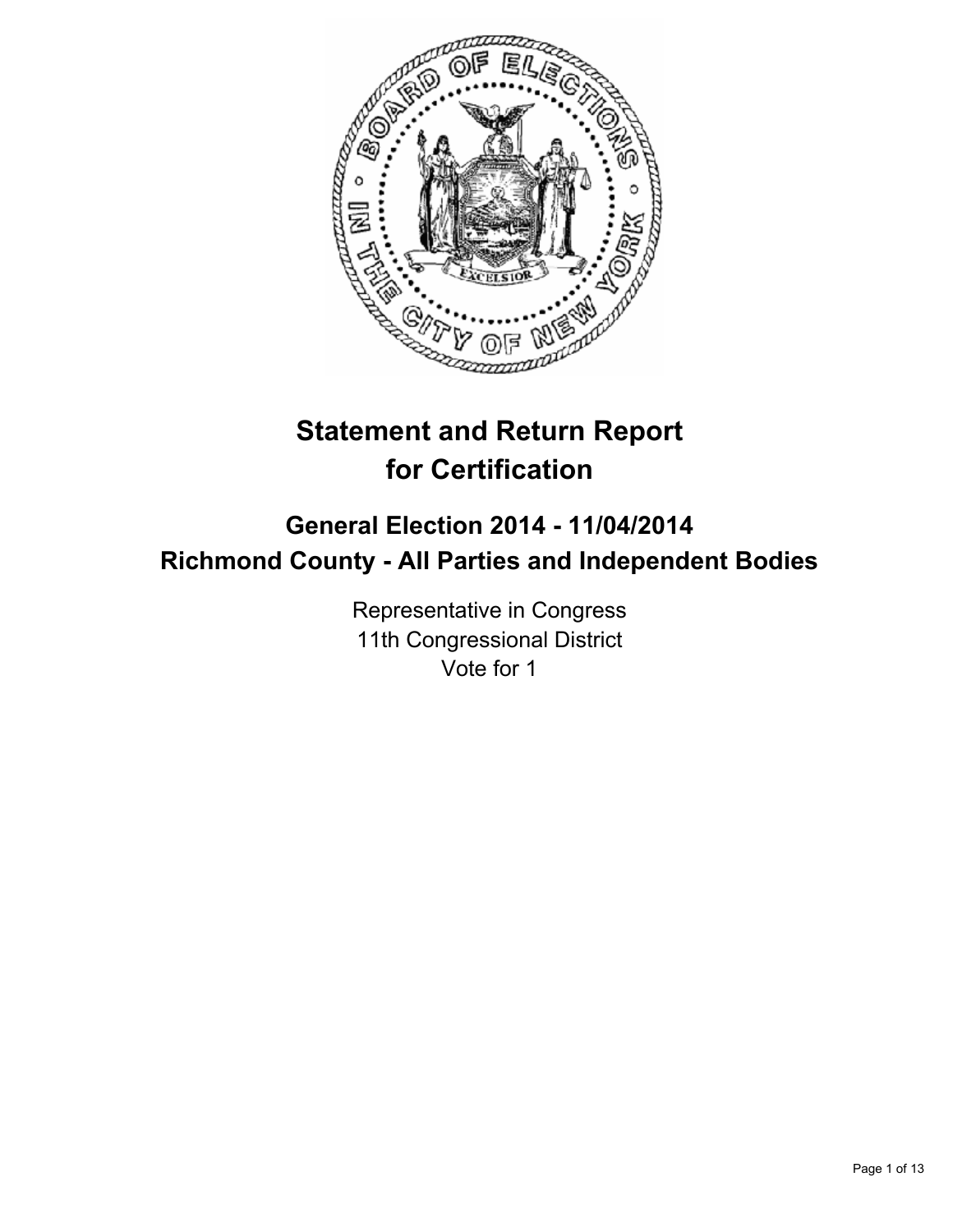# Statement and Return Report for Certification

## General Election 2014 - 11/04/2014
## Richmond County - All Parties and Independent Bodies

Representative in Congress
11th Congressional District
Vote for 1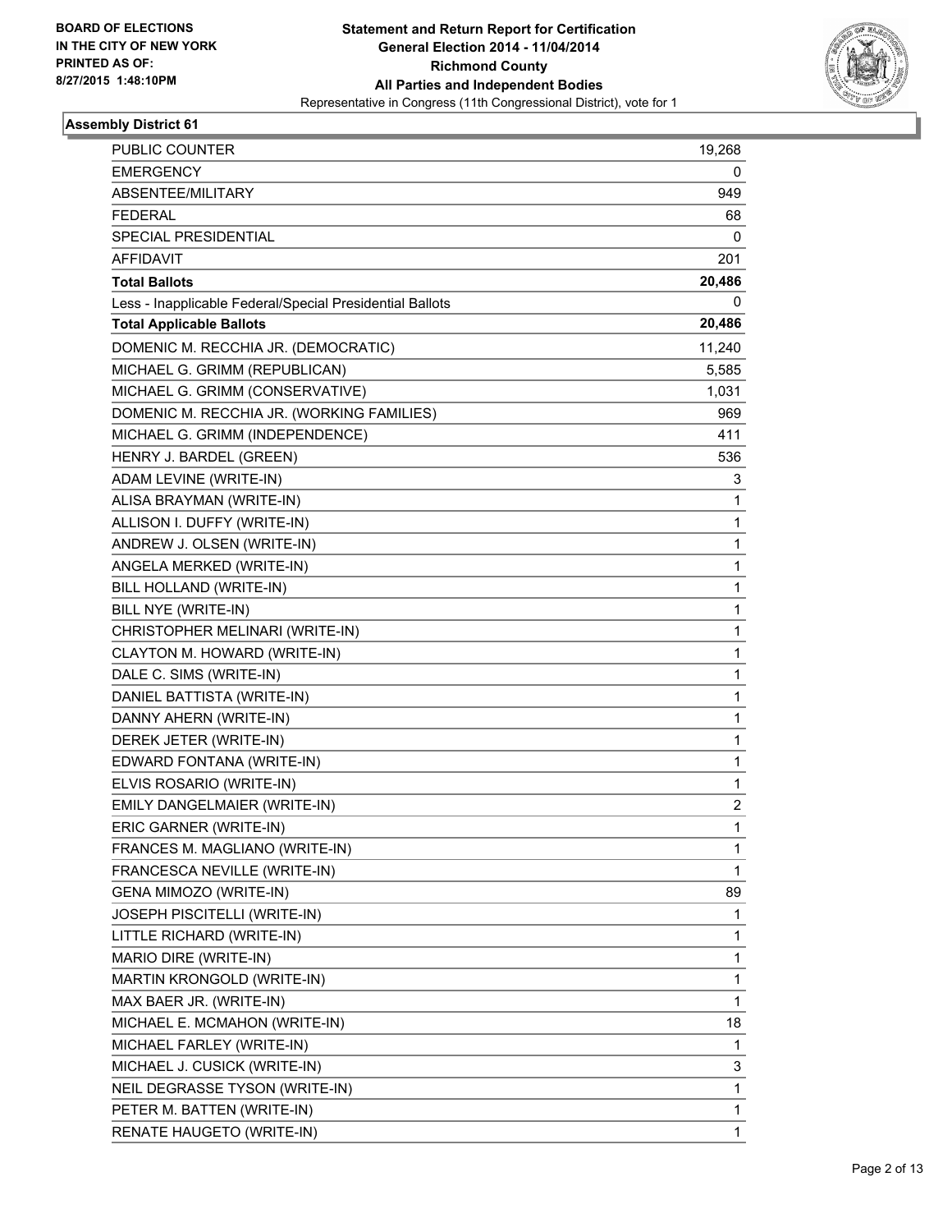**BOARD OF ELECTIONS IN THE CITY OF NEW YORK**
**PRINTED AS OF: 8/27/2015 1:48:10PM**

**Statement and Return Report for Certification**
**General Election 2014 - 11/04/2014**
**Richmond County**
**All Parties and Independent Bodies**
Representative in Congress (11th Congressional District), vote for 1

### Assembly District 61

| | |
|---|---|
| PUBLIC COUNTER | 19,268 |
| EMERGENCY | 0 |
| ABSENTEE/MILITARY | 949 |
| FEDERAL | 68 |
| SPECIAL PRESIDENTIAL | 0 |
| AFFIDAVIT | 201 |
| **Total Ballots** | **20,486** |
| Less - Inapplicable Federal/Special Presidential Ballots | 0 |
| **Total Applicable Ballots** | **20,486** |
| DOMENIC M. RECCHIA JR. (DEMOCRATIC) | 11,240 |
| MICHAEL G. GRIMM (REPUBLICAN) | 5,585 |
| MICHAEL G. GRIMM (CONSERVATIVE) | 1,031 |
| DOMENIC M. RECCHIA JR. (WORKING FAMILIES) | 969 |
| MICHAEL G. GRIMM (INDEPENDENCE) | 411 |
| HENRY J. BARDEL (GREEN) | 536 |
| ADAM LEVINE (WRITE-IN) | 3 |
| ALISA BRAYMAN (WRITE-IN) | 1 |
| ALLISON I. DUFFY (WRITE-IN) | 1 |
| ANDREW J. OLSEN (WRITE-IN) | 1 |
| ANGELA MERKED (WRITE-IN) | 1 |
| BILL HOLLAND (WRITE-IN) | 1 |
| BILL NYE (WRITE-IN) | 1 |
| CHRISTOPHER MELINARI (WRITE-IN) | 1 |
| CLAYTON M. HOWARD (WRITE-IN) | 1 |
| DALE C. SIMS (WRITE-IN) | 1 |
| DANIEL BATTISTA (WRITE-IN) | 1 |
| DANNY AHERN (WRITE-IN) | 1 |
| DEREK JETER (WRITE-IN) | 1 |
| EDWARD FONTANA (WRITE-IN) | 1 |
| ELVIS ROSARIO (WRITE-IN) | 1 |
| EMILY DANGELMAIER (WRITE-IN) | 2 |
| ERIC GARNER (WRITE-IN) | 1 |
| FRANCES M. MAGLIANO (WRITE-IN) | 1 |
| FRANCESCA NEVILLE (WRITE-IN) | 1 |
| GENA MIMOZO (WRITE-IN) | 89 |
| JOSEPH PISCITELLI (WRITE-IN) | 1 |
| LITTLE RICHARD (WRITE-IN) | 1 |
| MARIO DIRE (WRITE-IN) | 1 |
| MARTIN KRONGOLD (WRITE-IN) | 1 |
| MAX BAER JR. (WRITE-IN) | 1 |
| MICHAEL E. MCMAHON (WRITE-IN) | 18 |
| MICHAEL FARLEY (WRITE-IN) | 1 |
| MICHAEL J. CUSICK (WRITE-IN) | 3 |
| NEIL DEGRASSE TYSON (WRITE-IN) | 1 |
| PETER M. BATTEN (WRITE-IN) | 1 |
| RENATE HAUGETO (WRITE-IN) | 1 |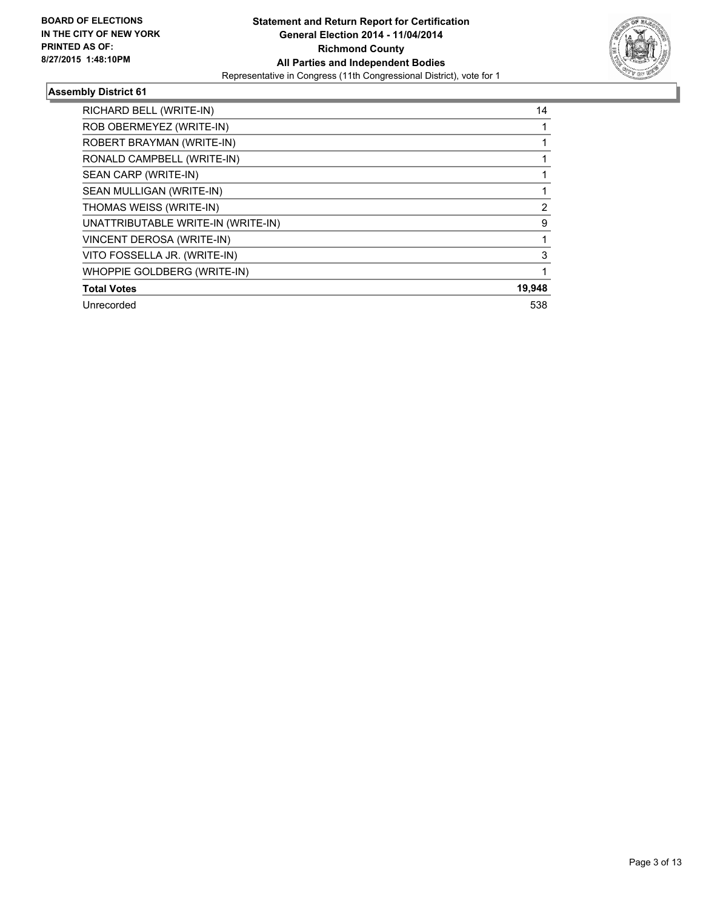**Statement and Return Report for Certification**
**General Election 2014 - 11/04/2014**
**Richmond County**
**All Parties and Independent Bodies**
Representative in Congress (11th Congressional District), vote for 1

**BOARD OF ELECTIONS IN THE CITY OF NEW YORK PRINTED AS OF: 8/27/2015 1:48:10PM**

## Assembly District 61

| | |
|---|---|
| RICHARD BELL (WRITE-IN) | 14 |
| ROB OBERMEYEZ (WRITE-IN) | 1 |
| ROBERT BRAYMAN (WRITE-IN) | 1 |
| RONALD CAMPBELL (WRITE-IN) | 1 |
| SEAN CARP (WRITE-IN) | 1 |
| SEAN MULLIGAN (WRITE-IN) | 1 |
| THOMAS WEISS (WRITE-IN) | 2 |
| UNATTRIBUTABLE WRITE-IN (WRITE-IN) | 9 |
| VINCENT DEROSA (WRITE-IN) | 1 |
| VITO FOSSELLA JR. (WRITE-IN) | 3 |
| WHOPPIE GOLDBERG (WRITE-IN) | 1 |
| **Total Votes** | **19,948** |
| Unrecorded | 538 |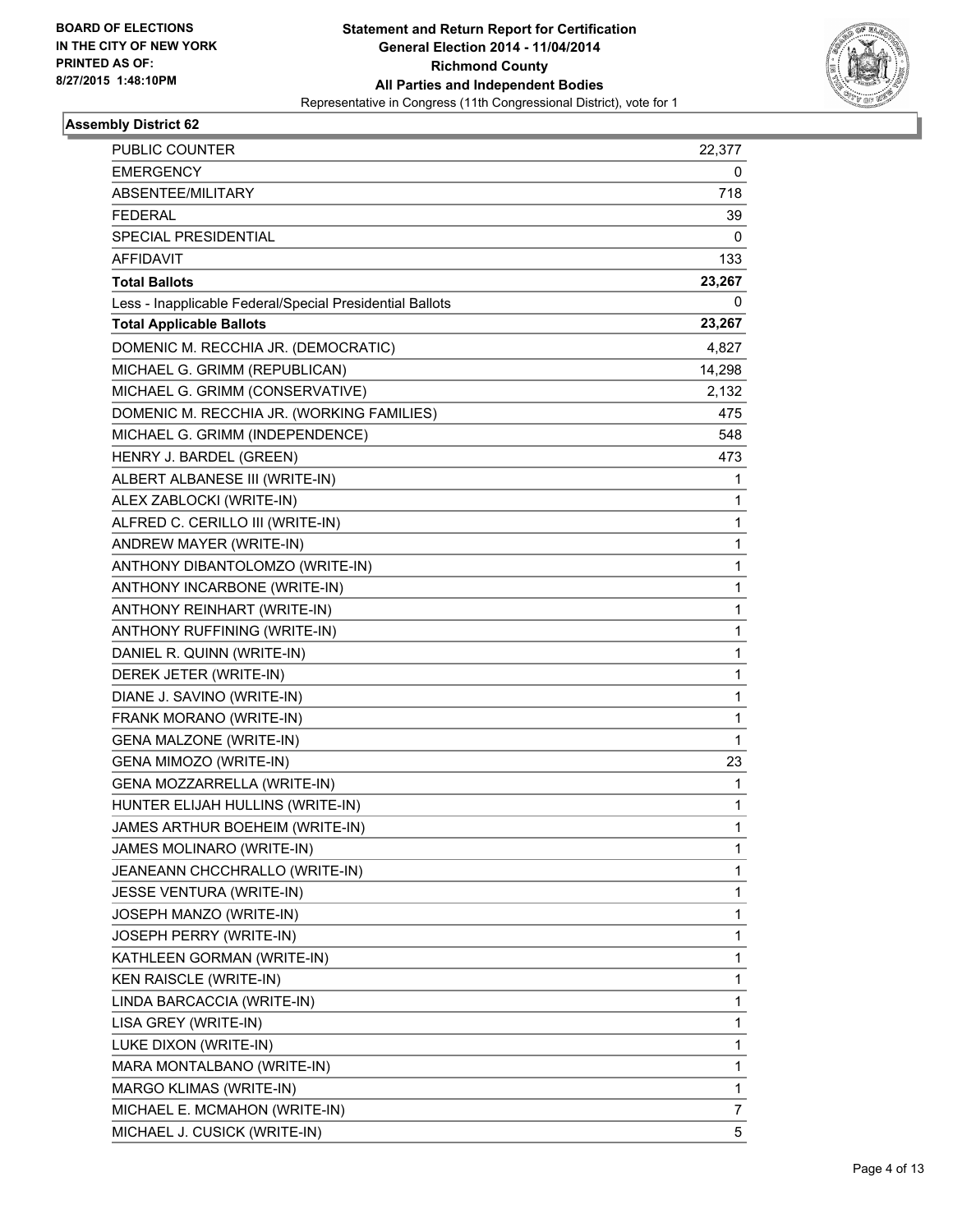BOARD OF ELECTIONS
IN THE CITY OF NEW YORK
PRINTED AS OF:
8/27/2015 1:48:10PM

**Statement and Return Report for Certification**
**General Election 2014 - 11/04/2014**
**Richmond County**
**All Parties and Independent Bodies**
Representative in Congress (11th Congressional District), vote for 1

## Assembly District 62

| | |
|---|---|
| PUBLIC COUNTER | 22,377 |
| EMERGENCY | 0 |
| ABSENTEE/MILITARY | 718 |
| FEDERAL | 39 |
| SPECIAL PRESIDENTIAL | 0 |
| AFFIDAVIT | 133 |
| **Total Ballots** | **23,267** |
| Less - Inapplicable Federal/Special Presidential Ballots | 0 |
| **Total Applicable Ballots** | **23,267** |
| DOMENIC M. RECCHIA JR. (DEMOCRATIC) | 4,827 |
| MICHAEL G. GRIMM (REPUBLICAN) | 14,298 |
| MICHAEL G. GRIMM (CONSERVATIVE) | 2,132 |
| DOMENIC M. RECCHIA JR. (WORKING FAMILIES) | 475 |
| MICHAEL G. GRIMM (INDEPENDENCE) | 548 |
| HENRY J. BARDEL (GREEN) | 473 |
| ALBERT ALBANESE III (WRITE-IN) | 1 |
| ALEX ZABLOCKI (WRITE-IN) | 1 |
| ALFRED C. CERILLO III (WRITE-IN) | 1 |
| ANDREW MAYER (WRITE-IN) | 1 |
| ANTHONY DIBANTOLOMZO (WRITE-IN) | 1 |
| ANTHONY INCARBONE (WRITE-IN) | 1 |
| ANTHONY REINHART (WRITE-IN) | 1 |
| ANTHONY RUFFINING (WRITE-IN) | 1 |
| DANIEL R. QUINN (WRITE-IN) | 1 |
| DEREK JETER (WRITE-IN) | 1 |
| DIANE J. SAVINO (WRITE-IN) | 1 |
| FRANK MORANO (WRITE-IN) | 1 |
| GENA MALZONE (WRITE-IN) | 1 |
| GENA MIMOZO (WRITE-IN) | 23 |
| GENA MOZZARELLA (WRITE-IN) | 1 |
| HUNTER ELIJAH HULLINS (WRITE-IN) | 1 |
| JAMES ARTHUR BOEHEIM (WRITE-IN) | 1 |
| JAMES MOLINARO (WRITE-IN) | 1 |
| JEANEANN CHCCHRALLO (WRITE-IN) | 1 |
| JESSE VENTURA (WRITE-IN) | 1 |
| JOSEPH MANZO (WRITE-IN) | 1 |
| JOSEPH PERRY (WRITE-IN) | 1 |
| KATHLEEN GORMAN (WRITE-IN) | 1 |
| KEN RAISCLE (WRITE-IN) | 1 |
| LINDA BARCACCIA (WRITE-IN) | 1 |
| LISA GREY (WRITE-IN) | 1 |
| LUKE DIXON (WRITE-IN) | 1 |
| MARA MONTALBANO (WRITE-IN) | 1 |
| MARGO KLIMAS (WRITE-IN) | 1 |
| MICHAEL E. MCMAHON (WRITE-IN) | 7 |
| MICHAEL J. CUSICK (WRITE-IN) | 5 |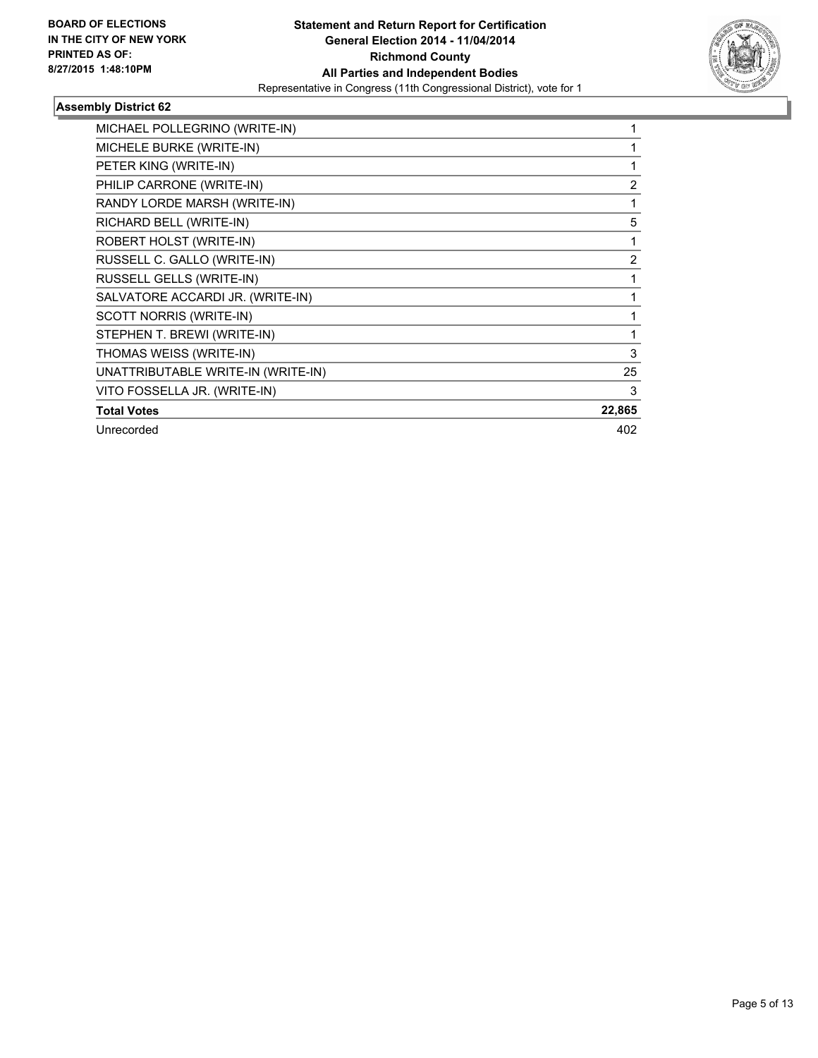**BOARD OF ELECTIONS IN THE CITY OF NEW YORK PRINTED AS OF: 8/27/2015 1:48:10PM**

**Statement and Return Report for Certification General Election 2014 - 11/04/2014 Richmond County All Parties and Independent Bodies**

Representative in Congress (11th Congressional District), vote for 1

## Assembly District 62

| | |
|---|---|
| MICHAEL POLLEGRINO (WRITE-IN) | 1 |
| MICHELE BURKE (WRITE-IN) | 1 |
| PETER KING (WRITE-IN) | 1 |
| PHILIP CARRONE (WRITE-IN) | 2 |
| RANDY LORDE MARSH (WRITE-IN) | 1 |
| RICHARD BELL (WRITE-IN) | 5 |
| ROBERT HOLST (WRITE-IN) | 1 |
| RUSSELL C. GALLO (WRITE-IN) | 2 |
| RUSSELL GELLS (WRITE-IN) | 1 |
| SALVATORE ACCARDI JR. (WRITE-IN) | 1 |
| SCOTT NORRIS (WRITE-IN) | 1 |
| STEPHEN T. BREWI (WRITE-IN) | 1 |
| THOMAS WEISS (WRITE-IN) | 3 |
| UNATTRIBUTABLE WRITE-IN (WRITE-IN) | 25 |
| VITO FOSSELLA JR. (WRITE-IN) | 3 |
| **Total Votes** | **22,865** |
| Unrecorded | 402 |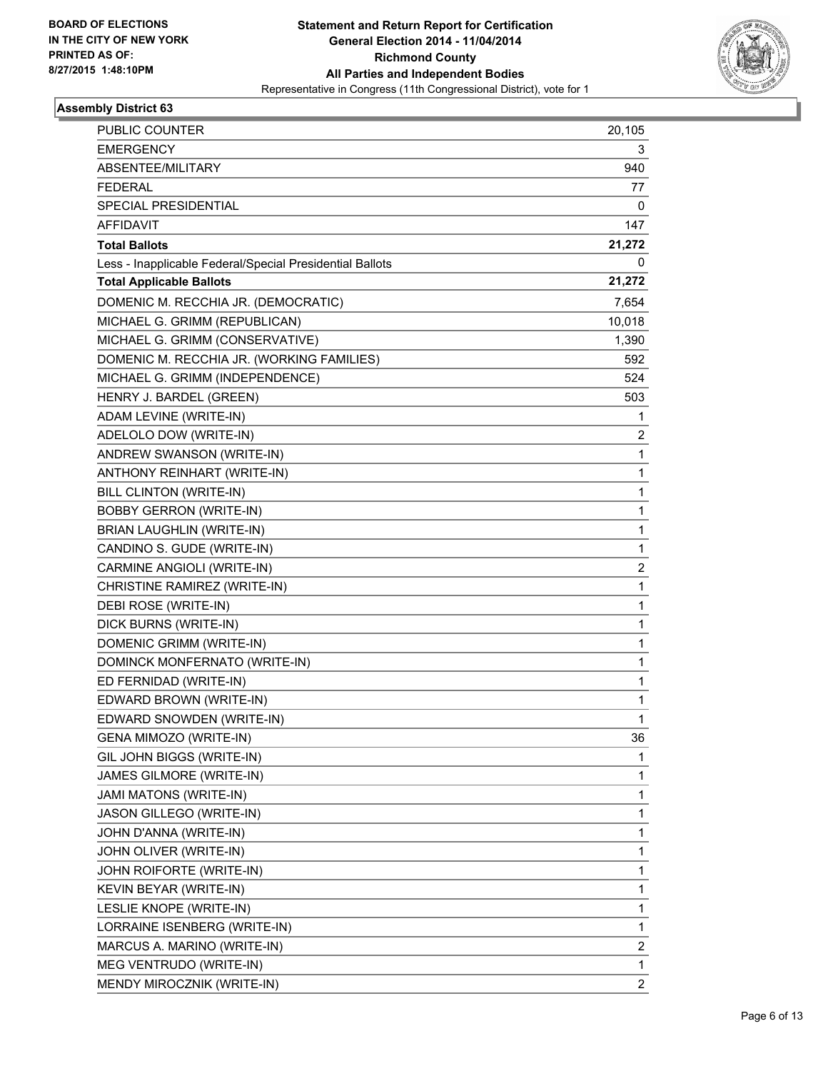BOARD OF ELECTIONS
IN THE CITY OF NEW YORK
PRINTED AS OF:
8/27/2015 1:48:10PM

**Statement and Return Report for Certification**
**General Election 2014 - 11/04/2014**
**Richmond County**
**All Parties and Independent Bodies**
Representative in Congress (11th Congressional District), vote for 1

### Assembly District 63

| | |
|---|---|
| PUBLIC COUNTER | 20,105 |
| EMERGENCY | 3 |
| ABSENTEE/MILITARY | 940 |
| FEDERAL | 77 |
| SPECIAL PRESIDENTIAL | 0 |
| AFFIDAVIT | 147 |
| **Total Ballots** | **21,272** |
| Less - Inapplicable Federal/Special Presidential Ballots | 0 |
| **Total Applicable Ballots** | **21,272** |
| DOMENIC M. RECCHIA JR. (DEMOCRATIC) | 7,654 |
| MICHAEL G. GRIMM (REPUBLICAN) | 10,018 |
| MICHAEL G. GRIMM (CONSERVATIVE) | 1,390 |
| DOMENIC M. RECCHIA JR. (WORKING FAMILIES) | 592 |
| MICHAEL G. GRIMM (INDEPENDENCE) | 524 |
| HENRY J. BARDEL (GREEN) | 503 |
| ADAM LEVINE (WRITE-IN) | 1 |
| ADELOLO DOW (WRITE-IN) | 2 |
| ANDREW SWANSON (WRITE-IN) | 1 |
| ANTHONY REINHART (WRITE-IN) | 1 |
| BILL CLINTON (WRITE-IN) | 1 |
| BOBBY GERRON (WRITE-IN) | 1 |
| BRIAN LAUGHLIN (WRITE-IN) | 1 |
| CANDINO S. GUDE (WRITE-IN) | 1 |
| CARMINE ANGIOLI (WRITE-IN) | 2 |
| CHRISTINE RAMIREZ (WRITE-IN) | 1 |
| DEBI ROSE (WRITE-IN) | 1 |
| DICK BURNS (WRITE-IN) | 1 |
| DOMENIC GRIMM (WRITE-IN) | 1 |
| DOMINCK MONFERNATO (WRITE-IN) | 1 |
| ED FERNIDAD (WRITE-IN) | 1 |
| EDWARD BROWN (WRITE-IN) | 1 |
| EDWARD SNOWDEN (WRITE-IN) | 1 |
| GENA MIMOZO (WRITE-IN) | 36 |
| GIL JOHN BIGGS (WRITE-IN) | 1 |
| JAMES GILMORE (WRITE-IN) | 1 |
| JAMI MATONS (WRITE-IN) | 1 |
| JASON GILLEGO (WRITE-IN) | 1 |
| JOHN D'ANNA (WRITE-IN) | 1 |
| JOHN OLIVER (WRITE-IN) | 1 |
| JOHN ROIFORTE (WRITE-IN) | 1 |
| KEVIN BEYAR (WRITE-IN) | 1 |
| LESLIE KNOPE (WRITE-IN) | 1 |
| LORRAINE ISENBERG (WRITE-IN) | 1 |
| MARCUS A. MARINO (WRITE-IN) | 2 |
| MEG VENTRUDO (WRITE-IN) | 1 |
| MENDY MIROCZNIK (WRITE-IN) | 2 |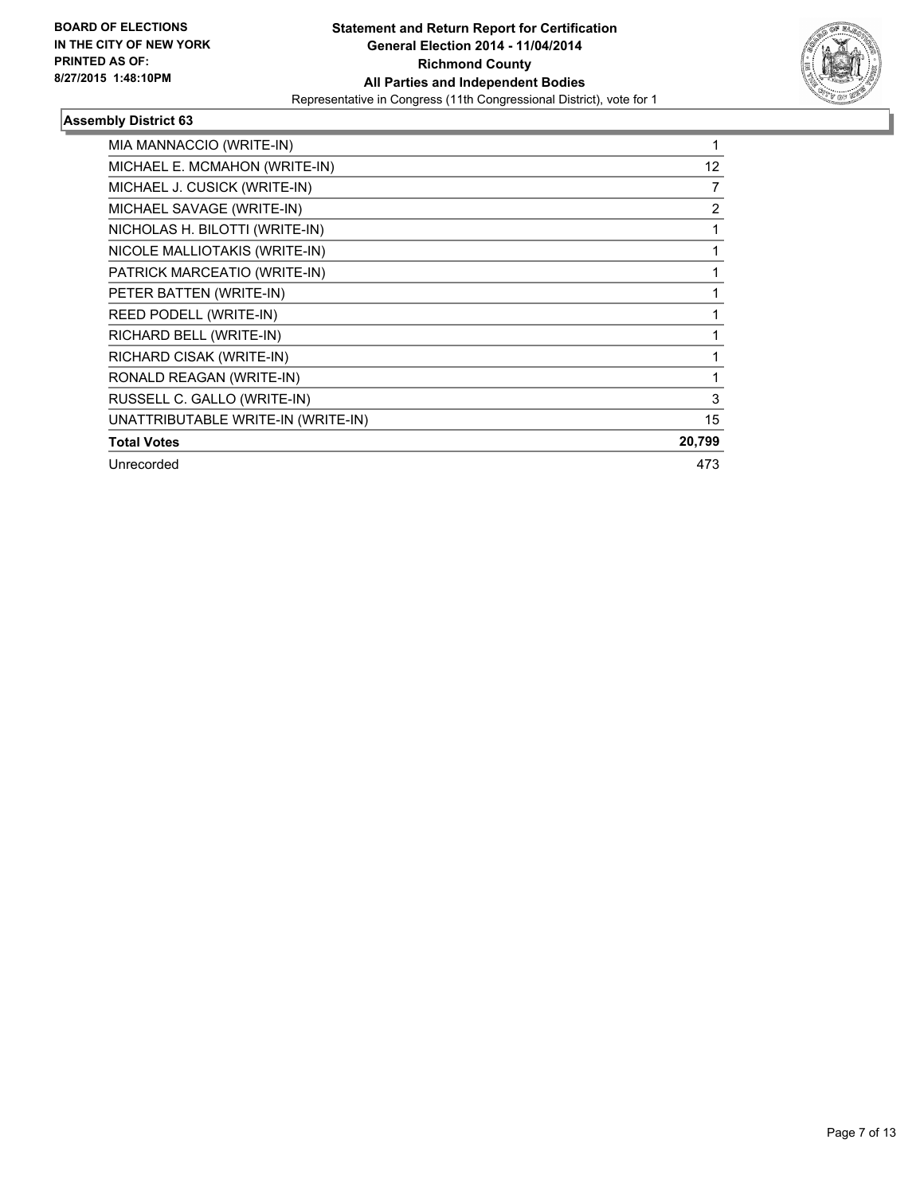**BOARD OF ELECTIONS IN THE CITY OF NEW YORK PRINTED AS OF: 8/27/2015 1:48:10PM**

**Statement and Return Report for Certification General Election 2014 - 11/04/2014 Richmond County All Parties and Independent Bodies**
Representative in Congress (11th Congressional District), vote for 1

## Assembly District 63

| | |
|---|---|
| MIA MANNACCIO (WRITE-IN) | 1 |
| MICHAEL E. MCMAHON (WRITE-IN) | 12 |
| MICHAEL J. CUSICK (WRITE-IN) | 7 |
| MICHAEL SAVAGE (WRITE-IN) | 2 |
| NICHOLAS H. BILOTTI (WRITE-IN) | 1 |
| NICOLE MALLIOTAKIS (WRITE-IN) | 1 |
| PATRICK MARCEATIO (WRITE-IN) | 1 |
| PETER BATTEN (WRITE-IN) | 1 |
| REED PODELL (WRITE-IN) | 1 |
| RICHARD BELL (WRITE-IN) | 1 |
| RICHARD CISAK (WRITE-IN) | 1 |
| RONALD REAGAN (WRITE-IN) | 1 |
| RUSSELL C. GALLO (WRITE-IN) | 3 |
| UNATTRIBUTABLE WRITE-IN (WRITE-IN) | 15 |
| **Total Votes** | **20,799** |
| Unrecorded | 473 |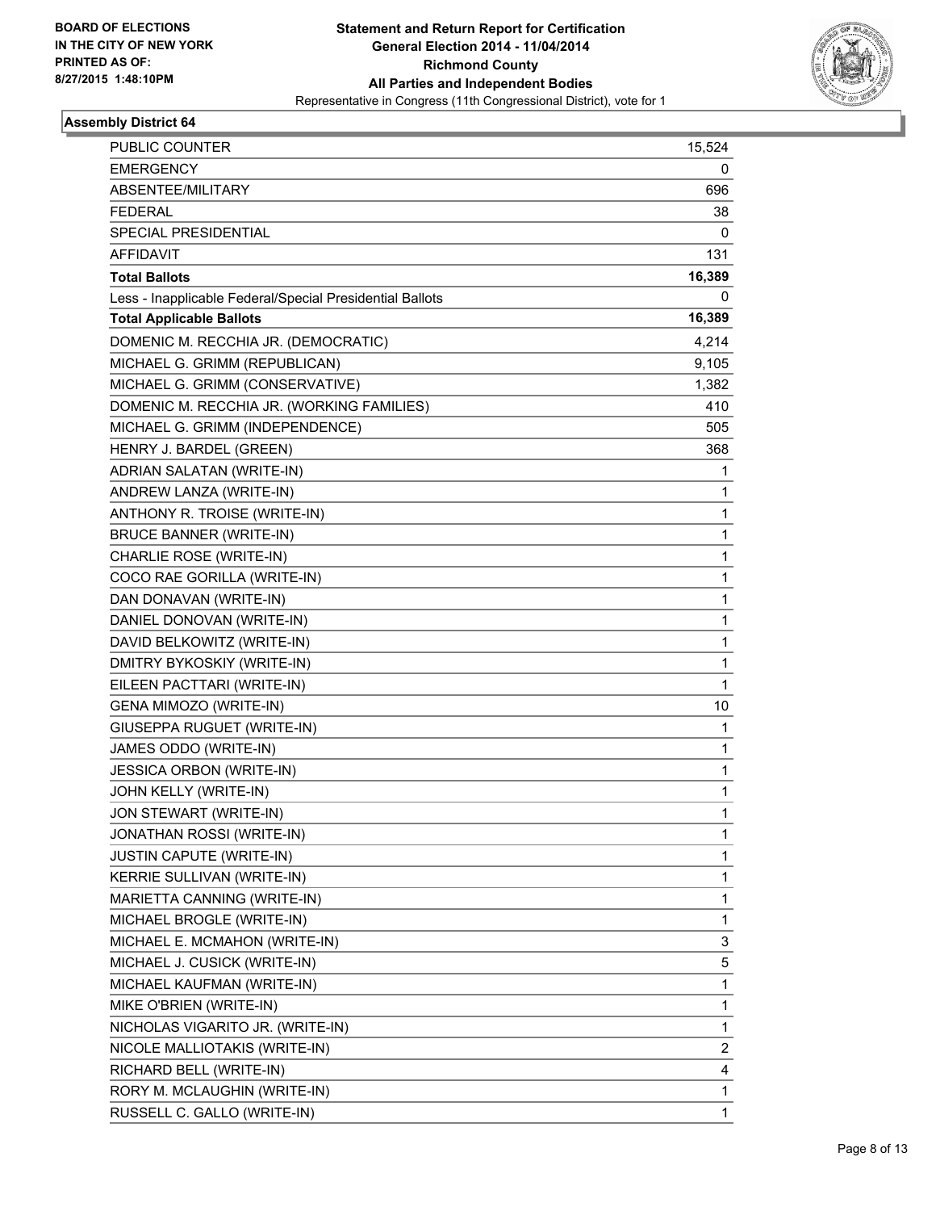**BOARD OF ELECTIONS IN THE CITY OF NEW YORK PRINTED AS OF: 8/27/2015 1:48:10PM**

**Statement and Return Report for Certification**
**General Election 2014 - 11/04/2014**
**Richmond County**
**All Parties and Independent Bodies**
Representative in Congress (11th Congressional District), vote for 1

### Assembly District 64

| | |
|---|---|
| PUBLIC COUNTER | 15,524 |
| EMERGENCY | 0 |
| ABSENTEE/MILITARY | 696 |
| FEDERAL | 38 |
| SPECIAL PRESIDENTIAL | 0 |
| AFFIDAVIT | 131 |
| **Total Ballots** | **16,389** |
| Less - Inapplicable Federal/Special Presidential Ballots | 0 |
| **Total Applicable Ballots** | **16,389** |
| DOMENIC M. RECCHIA JR. (DEMOCRATIC) | 4,214 |
| MICHAEL G. GRIMM (REPUBLICAN) | 9,105 |
| MICHAEL G. GRIMM (CONSERVATIVE) | 1,382 |
| DOMENIC M. RECCHIA JR. (WORKING FAMILIES) | 410 |
| MICHAEL G. GRIMM (INDEPENDENCE) | 505 |
| HENRY J. BARDEL (GREEN) | 368 |
| ADRIAN SALATAN (WRITE-IN) | 1 |
| ANDREW LANZA (WRITE-IN) | 1 |
| ANTHONY R. TROISE (WRITE-IN) | 1 |
| BRUCE BANNER (WRITE-IN) | 1 |
| CHARLIE ROSE (WRITE-IN) | 1 |
| COCO RAE GORILLA (WRITE-IN) | 1 |
| DAN DONAVAN (WRITE-IN) | 1 |
| DANIEL DONOVAN (WRITE-IN) | 1 |
| DAVID BELKOWITZ (WRITE-IN) | 1 |
| DMITRY BYKOSKIY (WRITE-IN) | 1 |
| EILEEN PACTTARI (WRITE-IN) | 1 |
| GENA MIMOZO (WRITE-IN) | 10 |
| GIUSEPPA RUGUET (WRITE-IN) | 1 |
| JAMES ODDO (WRITE-IN) | 1 |
| JESSICA ORBON (WRITE-IN) | 1 |
| JOHN KELLY (WRITE-IN) | 1 |
| JON STEWART (WRITE-IN) | 1 |
| JONATHAN ROSSI (WRITE-IN) | 1 |
| JUSTIN CAPUTE (WRITE-IN) | 1 |
| KERRIE SULLIVAN (WRITE-IN) | 1 |
| MARIETTA CANNING (WRITE-IN) | 1 |
| MICHAEL BROGLE (WRITE-IN) | 1 |
| MICHAEL E. MCMAHON (WRITE-IN) | 3 |
| MICHAEL J. CUSICK (WRITE-IN) | 5 |
| MICHAEL KAUFMAN (WRITE-IN) | 1 |
| MIKE O'BRIEN (WRITE-IN) | 1 |
| NICHOLAS VIGARITO JR. (WRITE-IN) | 1 |
| NICOLE MALLIOTAKIS (WRITE-IN) | 2 |
| RICHARD BELL (WRITE-IN) | 4 |
| RORY M. MCLAUGHIN (WRITE-IN) | 1 |
| RUSSELL C. GALLO (WRITE-IN) | 1 |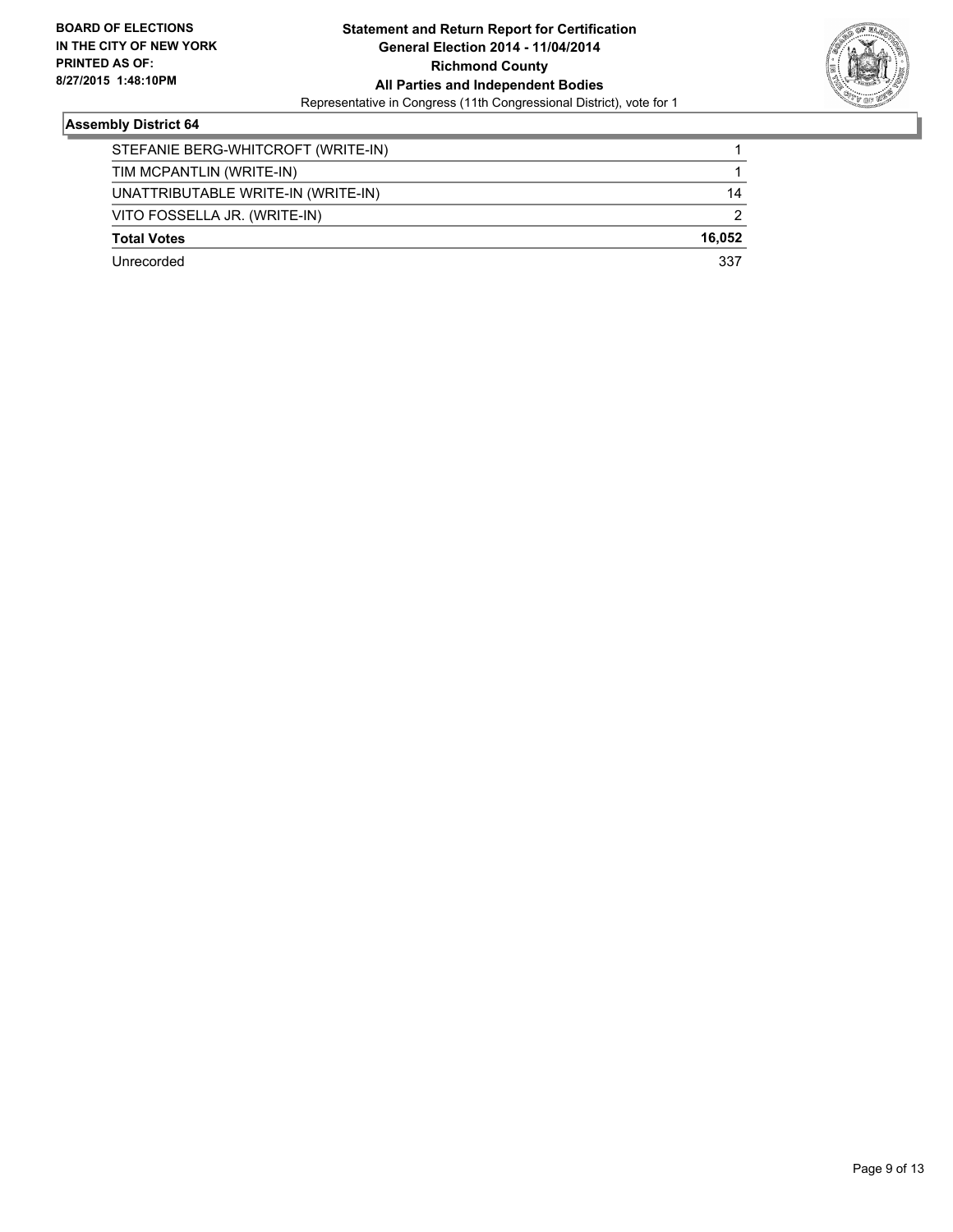**BOARD OF ELECTIONS IN THE CITY OF NEW YORK PRINTED AS OF: 8/27/2015 1:48:10PM**

**Statement and Return Report for Certification**
**General Election 2014 - 11/04/2014**
**Richmond County**
**All Parties and Independent Bodies**
Representative in Congress (11th Congressional District), vote for 1

### Assembly District 64

| | |
|---|---|
| STEFANIE BERG-WHITCROFT (WRITE-IN) | 1 |
| TIM MCPANTLIN (WRITE-IN) | 1 |
| UNATTRIBUTABLE WRITE-IN (WRITE-IN) | 14 |
| VITO FOSSELLA JR. (WRITE-IN) | 2 |
| **Total Votes** | **16,052** |
| Unrecorded | 337 |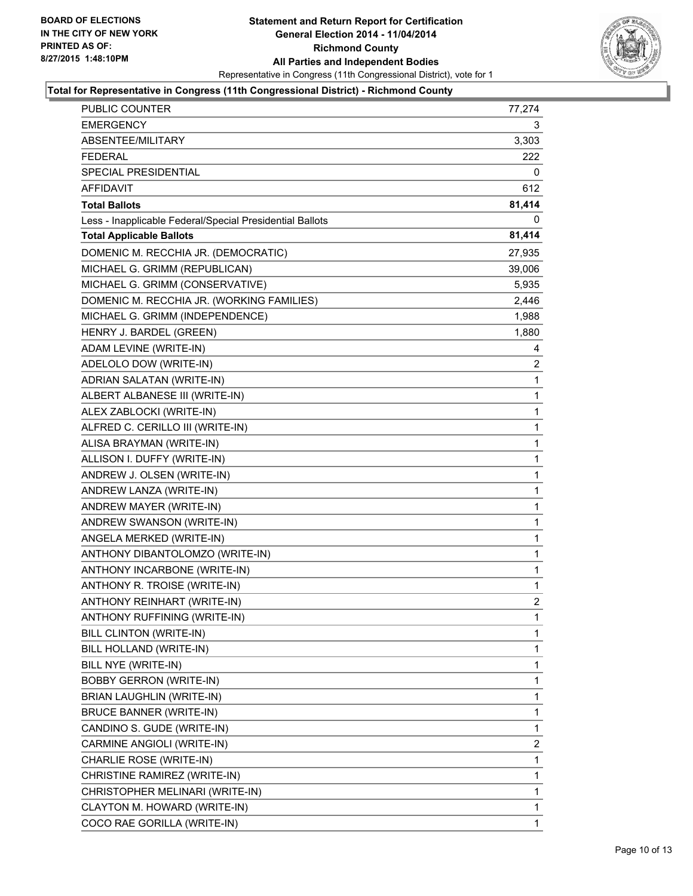**BOARD OF ELECTIONS IN THE CITY OF NEW YORK PRINTED AS OF: 8/27/2015 1:48:10PM**

**Statement and Return Report for Certification General Election 2014 - 11/04/2014 Richmond County All Parties and Independent Bodies**

Representative in Congress (11th Congressional District), vote for 1

### Total for Representative in Congress (11th Congressional District) - Richmond County

| | |
|---|---|
| PUBLIC COUNTER | 77,274 |
| EMERGENCY | 3 |
| ABSENTEE/MILITARY | 3,303 |
| FEDERAL | 222 |
| SPECIAL PRESIDENTIAL | 0 |
| AFFIDAVIT | 612 |
| **Total Ballots** | **81,414** |
| Less - Inapplicable Federal/Special Presidential Ballots | 0 |
| **Total Applicable Ballots** | **81,414** |
| DOMENIC M. RECCHIA JR. (DEMOCRATIC) | 27,935 |
| MICHAEL G. GRIMM (REPUBLICAN) | 39,006 |
| MICHAEL G. GRIMM (CONSERVATIVE) | 5,935 |
| DOMENIC M. RECCHIA JR. (WORKING FAMILIES) | 2,446 |
| MICHAEL G. GRIMM (INDEPENDENCE) | 1,988 |
| HENRY J. BARDEL (GREEN) | 1,880 |
| ADAM LEVINE (WRITE-IN) | 4 |
| ADELOLO DOW (WRITE-IN) | 2 |
| ADRIAN SALATAN (WRITE-IN) | 1 |
| ALBERT ALBANESE III (WRITE-IN) | 1 |
| ALEX ZABLOCKI (WRITE-IN) | 1 |
| ALFRED C. CERILLO III (WRITE-IN) | 1 |
| ALISA BRAYMAN (WRITE-IN) | 1 |
| ALLISON I. DUFFY (WRITE-IN) | 1 |
| ANDREW J. OLSEN (WRITE-IN) | 1 |
| ANDREW LANZA (WRITE-IN) | 1 |
| ANDREW MAYER (WRITE-IN) | 1 |
| ANDREW SWANSON (WRITE-IN) | 1 |
| ANGELA MERKED (WRITE-IN) | 1 |
| ANTHONY DIBANTOLOMZO (WRITE-IN) | 1 |
| ANTHONY INCARBONE (WRITE-IN) | 1 |
| ANTHONY R. TROISE (WRITE-IN) | 1 |
| ANTHONY REINHART (WRITE-IN) | 2 |
| ANTHONY RUFFINING (WRITE-IN) | 1 |
| BILL CLINTON (WRITE-IN) | 1 |
| BILL HOLLAND (WRITE-IN) | 1 |
| BILL NYE (WRITE-IN) | 1 |
| BOBBY GERRON (WRITE-IN) | 1 |
| BRIAN LAUGHLIN (WRITE-IN) | 1 |
| BRUCE BANNER (WRITE-IN) | 1 |
| CANDINO S. GUDE (WRITE-IN) | 1 |
| CARMINE ANGIOLI (WRITE-IN) | 2 |
| CHARLIE ROSE (WRITE-IN) | 1 |
| CHRISTINE RAMIREZ (WRITE-IN) | 1 |
| CHRISTOPHER MELINARI (WRITE-IN) | 1 |
| CLAYTON M. HOWARD (WRITE-IN) | 1 |
| COCO RAE GORILLA (WRITE-IN) | 1 |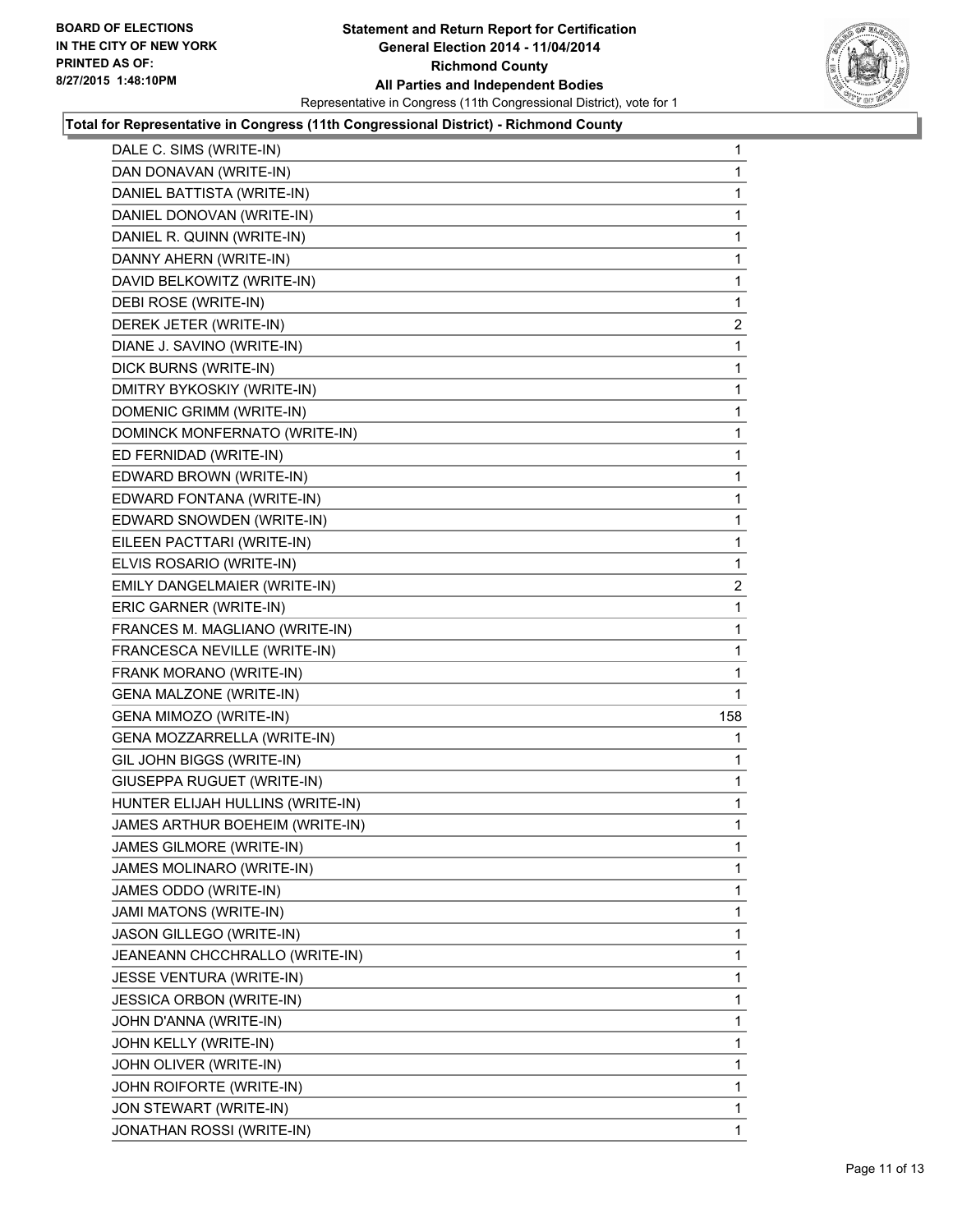**Total for Representative in Congress (11th Congressional District) - Richmond County**

| | |
|---|---|
| DALE C. SIMS (WRITE-IN) | 1 |
| DAN DONAVAN (WRITE-IN) | 1 |
| DANIEL BATTISTA (WRITE-IN) | 1 |
| DANIEL DONOVAN (WRITE-IN) | 1 |
| DANIEL R. QUINN (WRITE-IN) | 1 |
| DANNY AHERN (WRITE-IN) | 1 |
| DAVID BELKOWITZ (WRITE-IN) | 1 |
| DEBI ROSE (WRITE-IN) | 1 |
| DEREK JETER (WRITE-IN) | 2 |
| DIANE J. SAVINO (WRITE-IN) | 1 |
| DICK BURNS (WRITE-IN) | 1 |
| DMITRY BYKOSKIY (WRITE-IN) | 1 |
| DOMENIC GRIMM (WRITE-IN) | 1 |
| DOMINCK MONFERNATO (WRITE-IN) | 1 |
| ED FERNIDAD (WRITE-IN) | 1 |
| EDWARD BROWN (WRITE-IN) | 1 |
| EDWARD FONTANA (WRITE-IN) | 1 |
| EDWARD SNOWDEN (WRITE-IN) | 1 |
| EILEEN PACTTARI (WRITE-IN) | 1 |
| ELVIS ROSARIO (WRITE-IN) | 1 |
| EMILY DANGELMAIER (WRITE-IN) | 2 |
| ERIC GARNER (WRITE-IN) | 1 |
| FRANCES M. MAGLIANO (WRITE-IN) | 1 |
| FRANCESCA NEVILLE (WRITE-IN) | 1 |
| FRANK MORANO (WRITE-IN) | 1 |
| GENA MALZONE (WRITE-IN) | 1 |
| GENA MIMOZO (WRITE-IN) | 158 |
| GENA MOZZARRELLA (WRITE-IN) | 1 |
| GIL JOHN BIGGS (WRITE-IN) | 1 |
| GIUSEPPA RUGUET (WRITE-IN) | 1 |
| HUNTER ELIJAH HULLINS (WRITE-IN) | 1 |
| JAMES ARTHUR BOEHEIM (WRITE-IN) | 1 |
| JAMES GILMORE (WRITE-IN) | 1 |
| JAMES MOLINARO (WRITE-IN) | 1 |
| JAMES ODDO (WRITE-IN) | 1 |
| JAMI MATONS (WRITE-IN) | 1 |
| JASON GILLEGO (WRITE-IN) | 1 |
| JEANEANN CHCCHRALLO (WRITE-IN) | 1 |
| JESSE VENTURA (WRITE-IN) | 1 |
| JESSICA ORBON (WRITE-IN) | 1 |
| JOHN D'ANNA (WRITE-IN) | 1 |
| JOHN KELLY (WRITE-IN) | 1 |
| JOHN OLIVER (WRITE-IN) | 1 |
| JOHN ROIFORTE (WRITE-IN) | 1 |
| JON STEWART (WRITE-IN) | 1 |
| JONATHAN ROSSI (WRITE-IN) | 1 |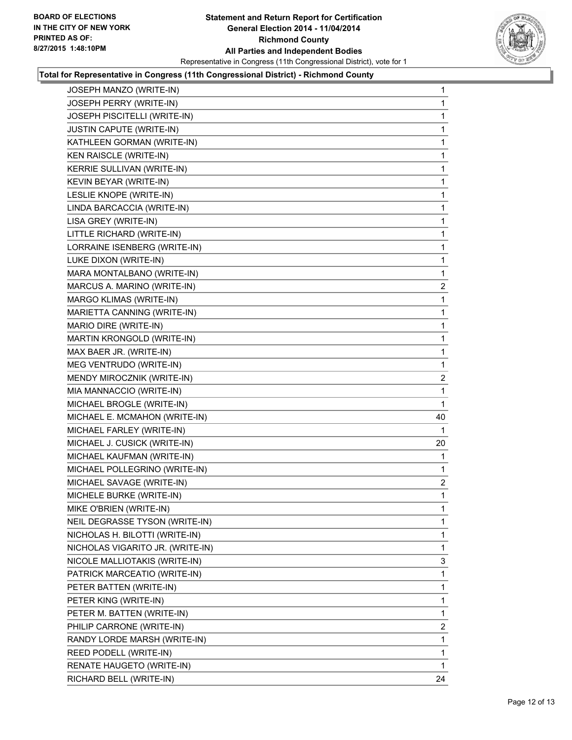**BOARD OF ELECTIONS IN THE CITY OF NEW YORK PRINTED AS OF: 8/27/2015 1:48:10PM**

**Statement and Return Report for Certification General Election 2014 - 11/04/2014 Richmond County All Parties and Independent Bodies**

Representative in Congress (11th Congressional District), vote for 1

### Total for Representative in Congress (11th Congressional District) - Richmond County

| | |
|---|---|
| JOSEPH MANZO (WRITE-IN) | 1 |
| JOSEPH PERRY (WRITE-IN) | 1 |
| JOSEPH PISCITELLI (WRITE-IN) | 1 |
| JUSTIN CAPUTE (WRITE-IN) | 1 |
| KATHLEEN GORMAN (WRITE-IN) | 1 |
| KEN RAISCLE (WRITE-IN) | 1 |
| KERRIE SULLIVAN (WRITE-IN) | 1 |
| KEVIN BEYAR (WRITE-IN) | 1 |
| LESLIE KNOPE (WRITE-IN) | 1 |
| LINDA BARCACCIA (WRITE-IN) | 1 |
| LISA GREY (WRITE-IN) | 1 |
| LITTLE RICHARD (WRITE-IN) | 1 |
| LORRAINE ISENBERG (WRITE-IN) | 1 |
| LUKE DIXON (WRITE-IN) | 1 |
| MARA MONTALBANO (WRITE-IN) | 1 |
| MARCUS A. MARINO (WRITE-IN) | 2 |
| MARGO KLIMAS (WRITE-IN) | 1 |
| MARIETTA CANNING (WRITE-IN) | 1 |
| MARIO DIRE (WRITE-IN) | 1 |
| MARTIN KRONGOLD (WRITE-IN) | 1 |
| MAX BAER JR. (WRITE-IN) | 1 |
| MEG VENTRUDO (WRITE-IN) | 1 |
| MENDY MIROCZNIK (WRITE-IN) | 2 |
| MIA MANNACCIO (WRITE-IN) | 1 |
| MICHAEL BROGLE (WRITE-IN) | 1 |
| MICHAEL E. MCMAHON (WRITE-IN) | 40 |
| MICHAEL FARLEY (WRITE-IN) | 1 |
| MICHAEL J. CUSICK (WRITE-IN) | 20 |
| MICHAEL KAUFMAN (WRITE-IN) | 1 |
| MICHAEL POLLEGRINO (WRITE-IN) | 1 |
| MICHAEL SAVAGE (WRITE-IN) | 2 |
| MICHELE BURKE (WRITE-IN) | 1 |
| MIKE O'BRIEN (WRITE-IN) | 1 |
| NEIL DEGRASSE TYSON (WRITE-IN) | 1 |
| NICHOLAS H. BILOTTI (WRITE-IN) | 1 |
| NICHOLAS VIGARITO JR. (WRITE-IN) | 1 |
| NICOLE MALLIOTAKIS (WRITE-IN) | 3 |
| PATRICK MARCEATIO (WRITE-IN) | 1 |
| PETER BATTEN (WRITE-IN) | 1 |
| PETER KING (WRITE-IN) | 1 |
| PETER M. BATTEN (WRITE-IN) | 1 |
| PHILIP CARRONE (WRITE-IN) | 2 |
| RANDY LORDE MARSH (WRITE-IN) | 1 |
| REED PODELL (WRITE-IN) | 1 |
| RENATE HAUGETO (WRITE-IN) | 1 |
| RICHARD BELL (WRITE-IN) | 24 |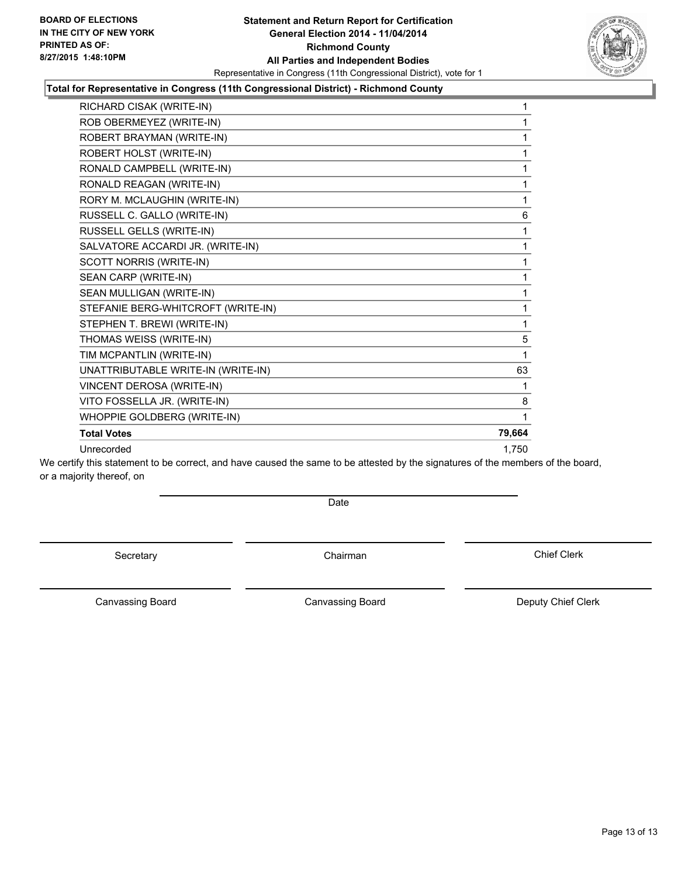**BOARD OF ELECTIONS IN THE CITY OF NEW YORK PRINTED AS OF: 8/27/2015 1:48:10PM**

**Statement and Return Report for Certification General Election 2014 - 11/04/2014 Richmond County All Parties and Independent Bodies**

Representative in Congress (11th Congressional District), vote for 1

**Total for Representative in Congress (11th Congressional District) - Richmond County**

| | |
|---|---|
| RICHARD CISAK (WRITE-IN) | 1 |
| ROB OBERMEYEZ (WRITE-IN) | 1 |
| ROBERT BRAYMAN (WRITE-IN) | 1 |
| ROBERT HOLST (WRITE-IN) | 1 |
| RONALD CAMPBELL (WRITE-IN) | 1 |
| RONALD REAGAN (WRITE-IN) | 1 |
| RORY M. MCLAUGHIN (WRITE-IN) | 1 |
| RUSSELL C. GALLO (WRITE-IN) | 6 |
| RUSSELL GELLS (WRITE-IN) | 1 |
| SALVATORE ACCARDI JR. (WRITE-IN) | 1 |
| SCOTT NORRIS (WRITE-IN) | 1 |
| SEAN CARP (WRITE-IN) | 1 |
| SEAN MULLIGAN (WRITE-IN) | 1 |
| STEFANIE BERG-WHITCROFT (WRITE-IN) | 1 |
| STEPHEN T. BREWI (WRITE-IN) | 1 |
| THOMAS WEISS (WRITE-IN) | 5 |
| TIM MCPANTLIN (WRITE-IN) | 1 |
| UNATTRIBUTABLE WRITE-IN (WRITE-IN) | 63 |
| VINCENT DEROSA (WRITE-IN) | 1 |
| VITO FOSSELLA JR. (WRITE-IN) | 8 |
| WHOPPIE GOLDBERG (WRITE-IN) | 1 |
| **Total Votes** | **79,664** |
| Unrecorded | 1,750 |

We certify this statement to be correct, and have caused the same to be attested by the signatures of the members of the board, or a majority thereof, on

Date

Secretary | Chairman | Chief Clerk

Canvassing Board | Canvassing Board | Deputy Chief Clerk